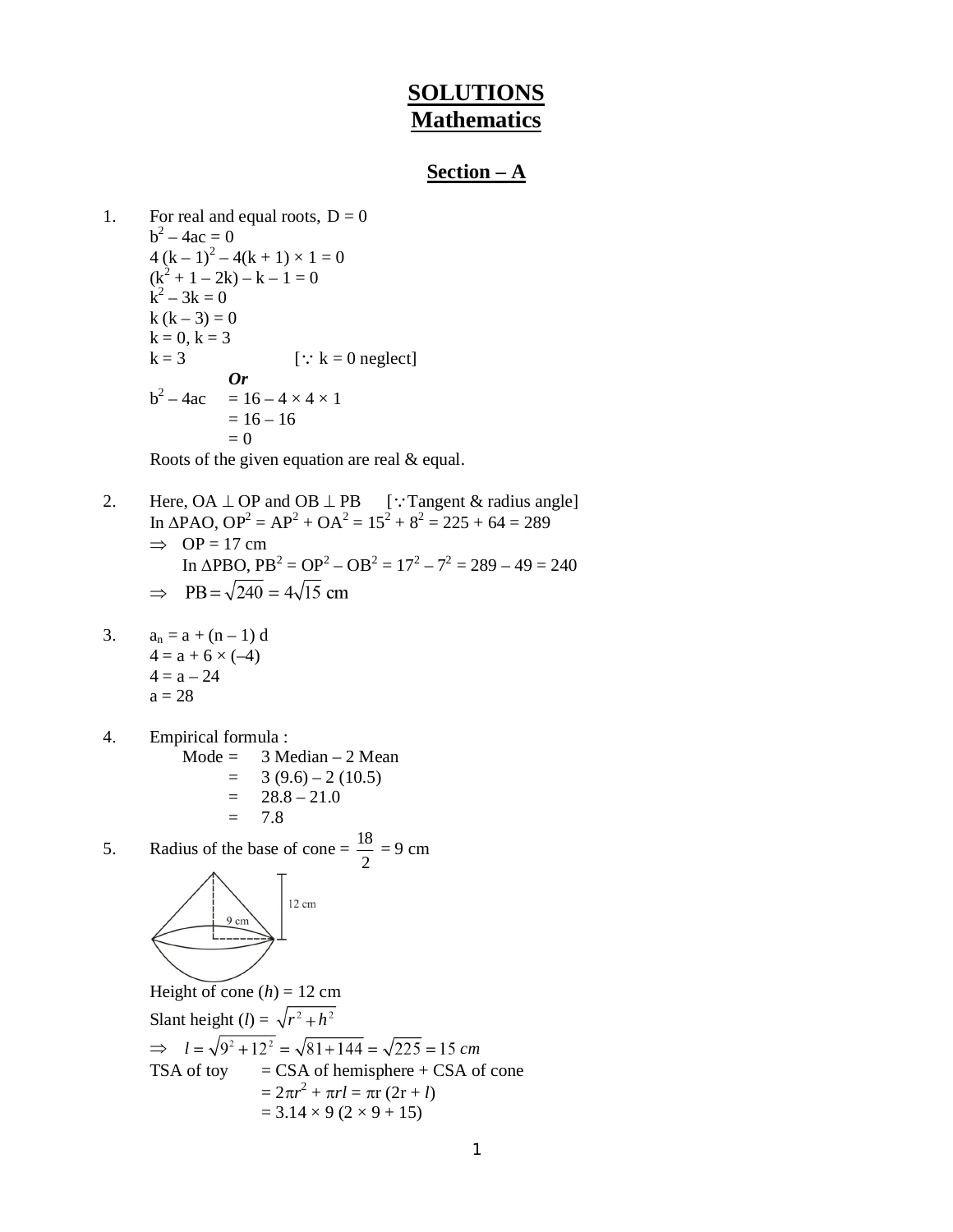# SOLUTIONS
# Mathematics

## Section – A

1. For real and equal roots, $D = 0$

   $b^2 - 4ac = 0$

   $4(k-1)^2 - 4(k+1) \times 1 = 0$

   $(k^2 + 1 - 2k) - k - 1 = 0$

   $k^2 - 3k = 0$

   $k(k-3) = 0$

   $k = 0, k = 3$

   $k = 3$ $\quad$ [$\because$ k = 0 neglect]

   ***Or***

   $b^2 - 4ac = 16 - 4 \times 4 \times 1$

   $= 16 - 16$

   $= 0$

   Roots of the given equation are real & equal.

2. Here, $OA \perp OP$ and $OB \perp PB$ $\quad$ [$\because$Tangent & radius angle]

   In $\Delta PAO$, $OP^2 = AP^2 + OA^2 = 15^2 + 8^2 = 225 + 64 = 289$

   $\Rightarrow$ $OP = 17$ cm

   In $\Delta PBO$, $PB^2 = OP^2 - OB^2 = 17^2 - 7^2 = 289 - 49 = 240$

   $\Rightarrow$ $PB = \sqrt{240} = 4\sqrt{15}$ cm

3. $a_n = a + (n-1)d$

   $4 = a + 6 \times (-4)$

   $4 = a - 24$

   $a = 28$

4. Empirical formula :

   Mode = 3 Median – 2 Mean

   $= 3(9.6) - 2(10.5)$

   $= 28.8 - 21.0$

   $= 7.8$

5. Radius of the base of cone = $\dfrac{18}{2}$ = 9 cm

   Height of cone ($h$) = 12 cm

   Slant height ($l$) = $\sqrt{r^2 + h^2}$

   $\Rightarrow$ $l = \sqrt{9^2 + 12^2} = \sqrt{81 + 144} = \sqrt{225} = 15\ cm$

   TSA of toy = CSA of hemisphere + CSA of cone

   $= 2\pi r^2 + \pi r l = \pi r(2r + l)$

   $= 3.14 \times 9(2 \times 9 + 15)$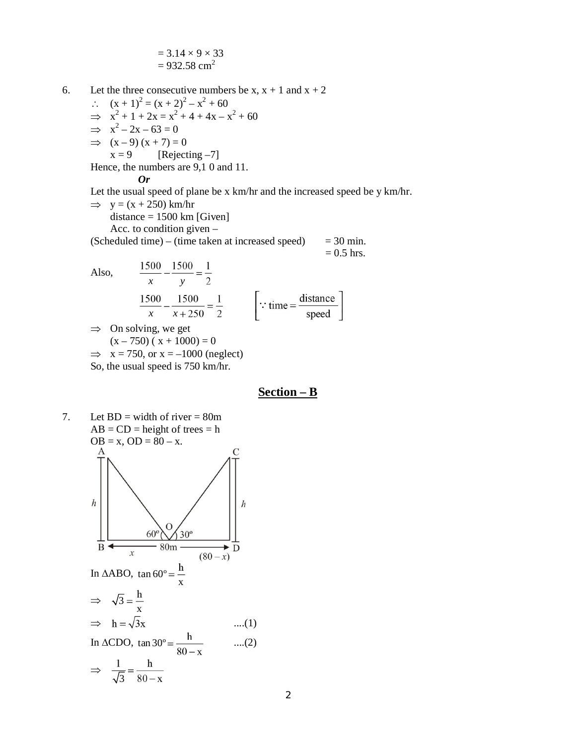$= 3.14 \times 9 \times 33$

$= 932.58 \text{ cm}^2$

6. Let the three consecutive numbers be x, x + 1 and x + 2

$\therefore \quad (x + 1)^2 = (x + 2)^2 - x^2 + 60$

$\Rightarrow \quad x^2 + 1 + 2x = x^2 + 4 + 4x - x^2 + 60$

$\Rightarrow \quad x^2 - 2x - 63 = 0$

$\Rightarrow \quad (x - 9)(x + 7) = 0$

$x = 9 \qquad$ [Rejecting –7]

Hence, the numbers are 9,1 0 and 11.

***Or***

Let the usual speed of plane be x km/hr and the increased speed be y km/hr.

$\Rightarrow \quad y = (x + 250)$ km/hr

distance = 1500 km [Given]

Acc. to condition given –

(Scheduled time) – (time taken at increased speed) = 30 min.

= 0.5 hrs.

Also, $\quad \dfrac{1500}{x} - \dfrac{1500}{y} = \dfrac{1}{2}$

$\dfrac{1500}{x} - \dfrac{1500}{x + 250} = \dfrac{1}{2} \qquad \left[\because \text{time} = \dfrac{\text{distance}}{\text{speed}}\right]$

$\Rightarrow$ On solving, we get

$(x - 750)(x + 1000) = 0$

$\Rightarrow \quad x = 750$, or $x = -1000$ (neglect)

So, the usual speed is 750 km/hr.

## Section – B

7. Let BD = width of river = 80m

AB = CD = height of trees = h

OB = x, OD = 80 – x.

In $\Delta ABO$, $\tan 60^\circ = \dfrac{h}{x}$

$\Rightarrow \quad \sqrt{3} = \dfrac{h}{x}$

$\Rightarrow \quad h = \sqrt{3}x \qquad$ ....(1)

In $\Delta CDO$, $\tan 30^\circ = \dfrac{h}{80 - x} \qquad$ ....(2)

$\Rightarrow \quad \dfrac{1}{\sqrt{3}} = \dfrac{h}{80 - x}$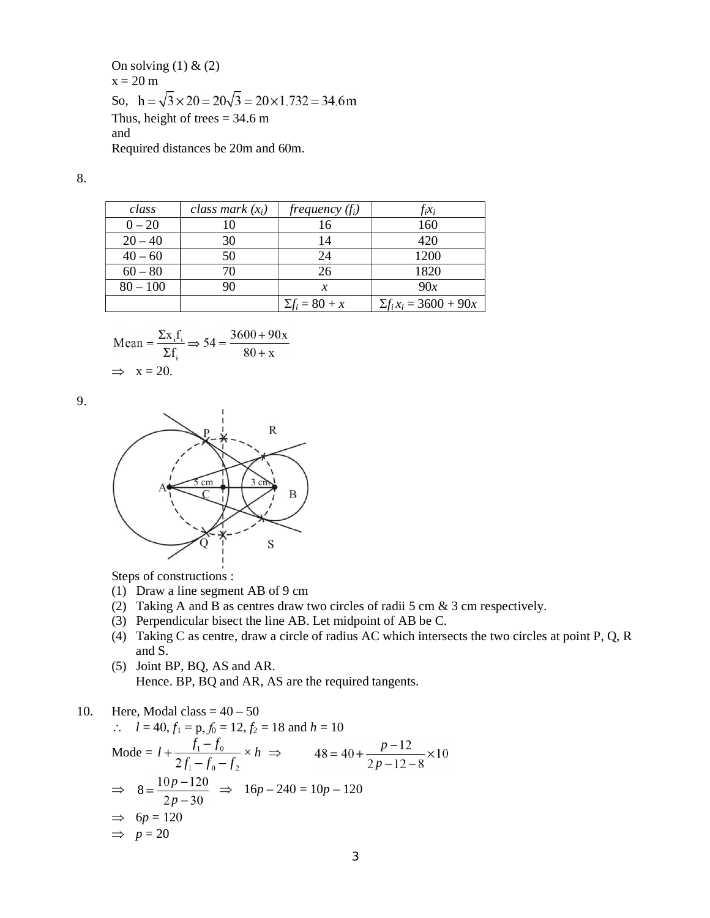On solving (1) & (2)

x = 20 m

So, $h = \sqrt{3} \times 20 = 20\sqrt{3} = 20 \times 1.732 = 34.6\text{m}$

Thus, height of trees = 34.6 m

and

Required distances be 20m and 60m.

8.

| *class* | *class mark ($x_i$)* | *frequency ($f_i$)* | $f_i x_i$ |
|---|---|---|---|
| 0 – 20 | 10 | 16 | 160 |
| 20 – 40 | 30 | 14 | 420 |
| 40 – 60 | 50 | 24 | 1200 |
| 60 – 80 | 70 | 26 | 1820 |
| 80 – 100 | 90 | $x$ | $90x$ |
| | | $\Sigma f_i = 80 + x$ | $\Sigma f_i x_i = 3600 + 90x$ |

$$\text{Mean} = \frac{\Sigma x_i f_i}{\Sigma f_i} \Rightarrow 54 = \frac{3600 + 90x}{80 + x}$$

$\Rightarrow$ x = 20.

9.

Steps of constructions :

1. Draw a line segment AB of 9 cm
2. Taking A and B as centres draw two circles of radii 5 cm & 3 cm respectively.
3. Perpendicular bisect the line AB. Let midpoint of AB be C.
4. Taking C as centre, draw a circle of radius AC which intersects the two circles at point P, Q, R and S.
5. Joint BP, BQ, AS and AR.
   Hence. BP, BQ and AR, AS are the required tangents.

10. Here, Modal class = 40 – 50

$\therefore$ $l = 40$, $f_1 = p$, $f_0 = 12$, $f_2 = 18$ and $h = 10$

$$\text{Mode} = l + \frac{f_1 - f_0}{2f_1 - f_0 - f_2} \times h \Rightarrow \quad 48 = 40 + \frac{p - 12}{2p - 12 - 8} \times 10$$

$$\Rightarrow \quad 8 = \frac{10p - 120}{2p - 30} \quad \Rightarrow \quad 16p - 240 = 10p - 120$$

$\Rightarrow$ $6p = 120$

$\Rightarrow$ $p = 20$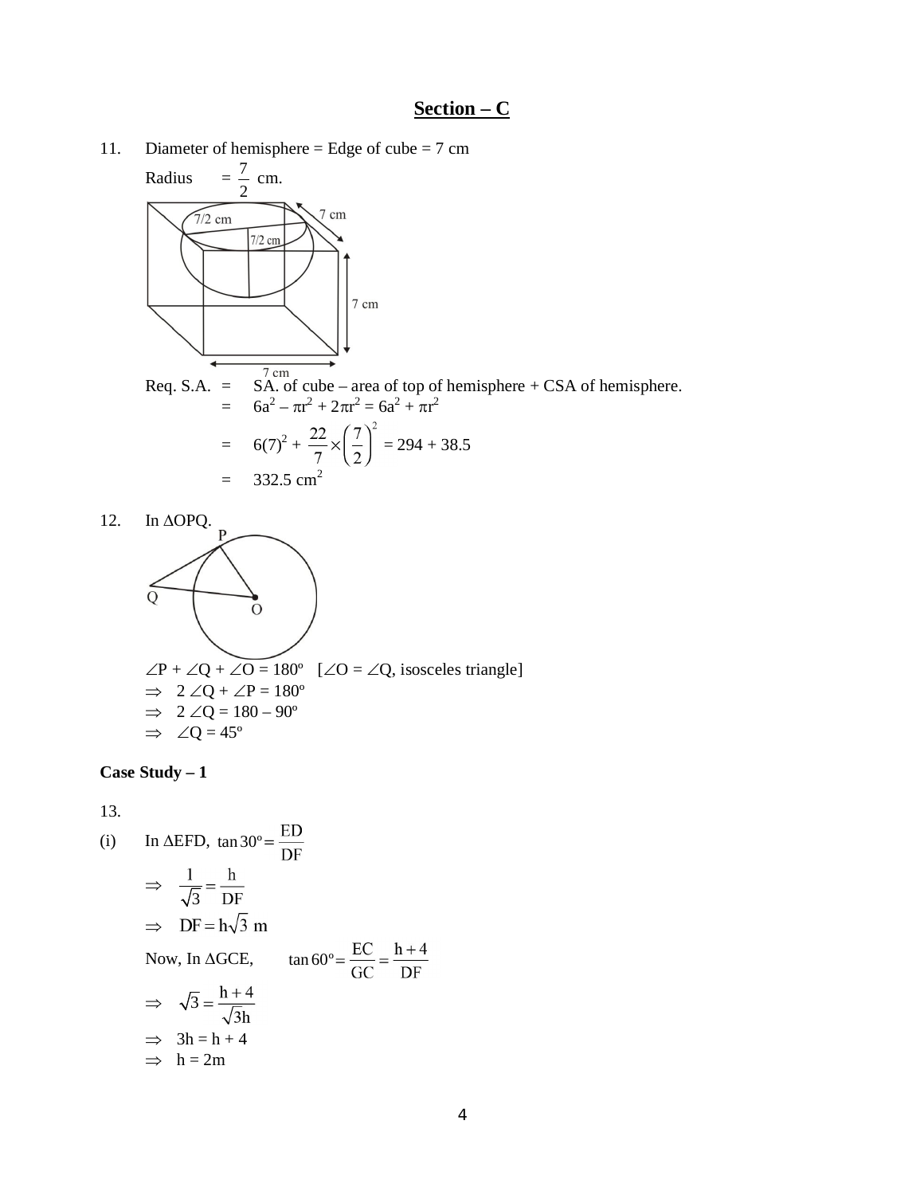## Section – C

11. Diameter of hemisphere = Edge of cube = 7 cm

Radius $= \frac{7}{2}$ cm.

Req. S.A. = SA. of cube – area of top of hemisphere + CSA of hemisphere.

$= 6a^2 - \pi r^2 + 2\pi r^2 = 6a^2 + \pi r^2$

$= 6(7)^2 + \frac{22}{7} \times \left(\frac{7}{2}\right)^2 = 294 + 38.5$

$= 332.5 \text{ cm}^2$

12. In $\Delta$OPQ.

$\angle P + \angle Q + \angle O = 180^\circ$ [$\angle O = \angle Q$, isosceles triangle]

$\Rightarrow 2\angle Q + \angle P = 180^\circ$

$\Rightarrow 2\angle Q = 180 - 90^\circ$

$\Rightarrow \angle Q = 45^\circ$

**Case Study – 1**

13.

(i) In $\Delta$EFD, $\tan 30^\circ = \frac{ED}{DF}$

$\Rightarrow \frac{1}{\sqrt{3}} = \frac{h}{DF}$

$\Rightarrow DF = h\sqrt{3}$ m

Now, In $\Delta$GCE, $\tan 60^\circ = \frac{EC}{GC} = \frac{h+4}{DF}$

$\Rightarrow \sqrt{3} = \frac{h+4}{\sqrt{3}h}$

$\Rightarrow 3h = h + 4$

$\Rightarrow h = 2$m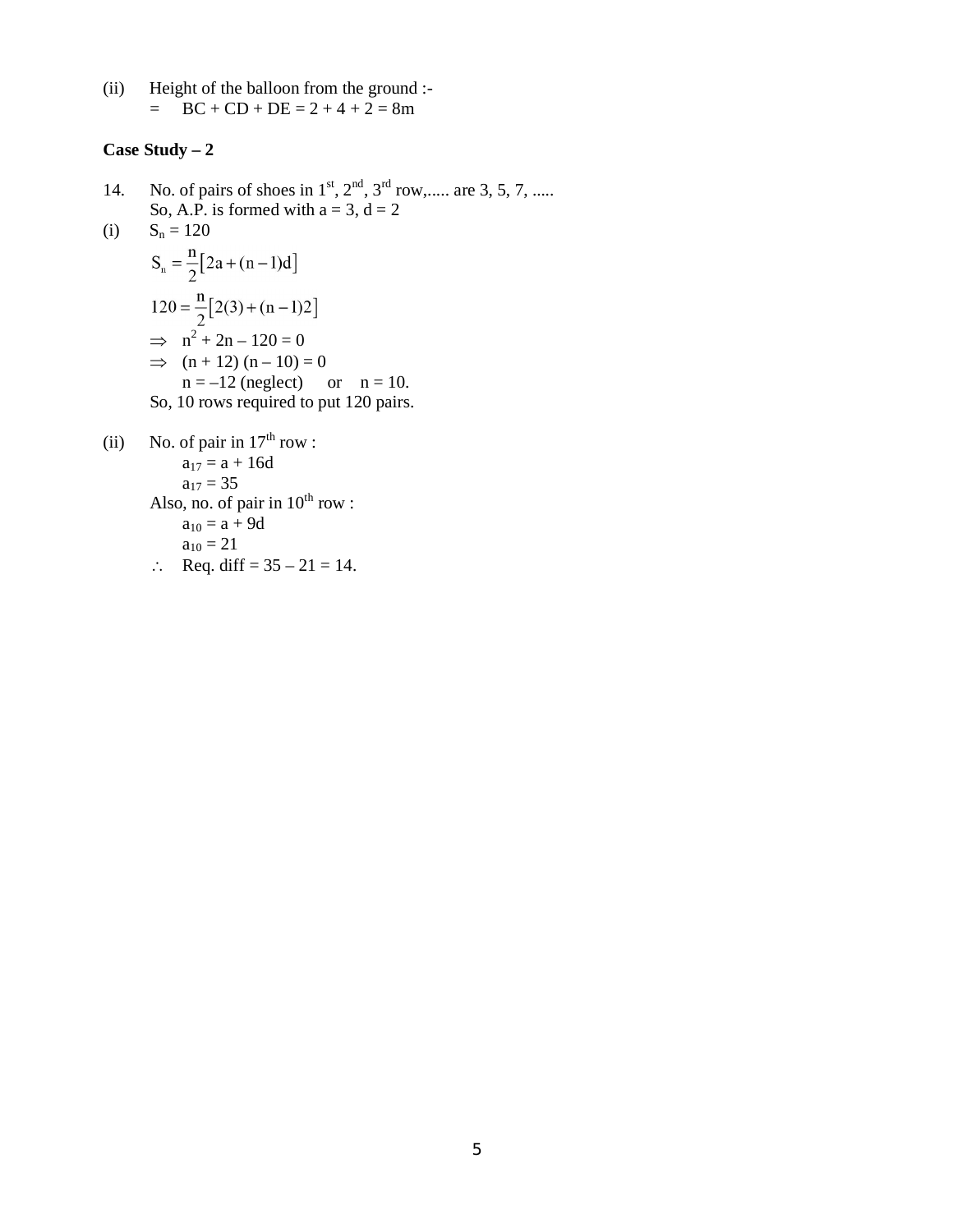(ii) Height of the balloon from the ground :-

= BC + CD + DE = 2 + 4 + 2 = 8m

**Case Study – 2**

14. No. of pairs of shoes in $1^{st}$, $2^{nd}$, $3^{rd}$ row,..... are 3, 5, 7, .....

So, A.P. is formed with a = 3, d = 2

(i) $S_n = 120$

$$S_n = \frac{n}{2}\left[2a + (n-1)d\right]$$

$$120 = \frac{n}{2}\left[2(3) + (n-1)2\right]$$

$\Rightarrow$ $n^2 + 2n - 120 = 0$

$\Rightarrow$ $(n + 12)(n - 10) = 0$

$n = -12$ (neglect) or $n = 10$.

So, 10 rows required to put 120 pairs.

(ii) No. of pair in $17^{th}$ row :

$a_{17} = a + 16d$

$a_{17} = 35$

Also, no. of pair in $10^{th}$ row :

$a_{10} = a + 9d$

$a_{10} = 21$

$\therefore$ Req. diff = 35 – 21 = 14.